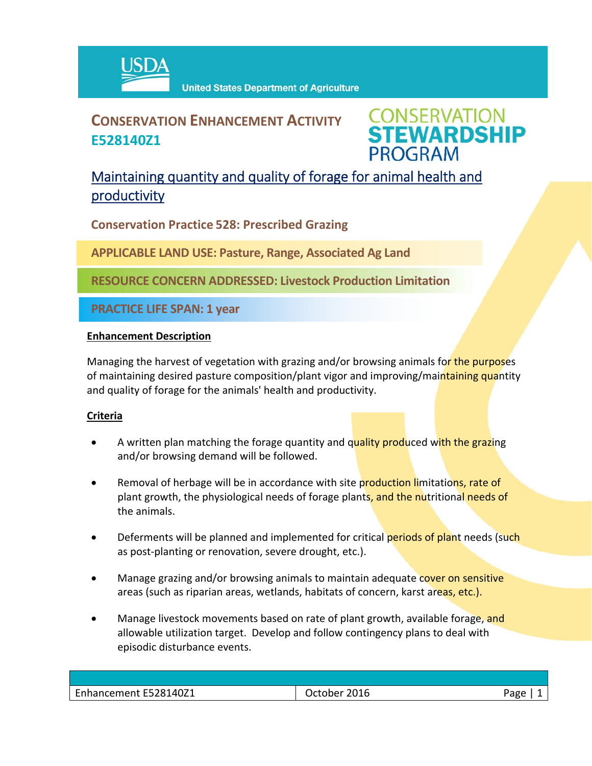USDA United States Department of Agriculture

# CONSERVATION ENHANCEMENT ACTIVITY E528140Z1

CONSERVATION STEWARDSHIP PROGRAM

## Maintaining quantity and quality of forage for animal health and productivity

**Conservation Practice 528: Prescribed Grazing**

**APPLICABLE LAND USE: Pasture, Range, Associated Ag Land**

**RESOURCE CONCERN ADDRESSED: Livestock Production Limitation**

**PRACTICE LIFE SPAN: 1 year**

### Enhancement Description

Managing the harvest of vegetation with grazing and/or browsing animals for the purposes of maintaining desired pasture composition/plant vigor and improving/maintaining quantity and quality of forage for the animals' health and productivity.

### Criteria

- A written plan matching the forage quantity and quality produced with the grazing and/or browsing demand will be followed.
- Removal of herbage will be in accordance with site production limitations, rate of plant growth, the physiological needs of forage plants, and the nutritional needs of the animals.
- Deferments will be planned and implemented for critical periods of plant needs (such as post-planting or renovation, severe drought, etc.).
- Manage grazing and/or browsing animals to maintain adequate cover on sensitive areas (such as riparian areas, wetlands, habitats of concern, karst areas, etc.).
- Manage livestock movements based on rate of plant growth, available forage, and allowable utilization target. Develop and follow contingency plans to deal with episodic disturbance events.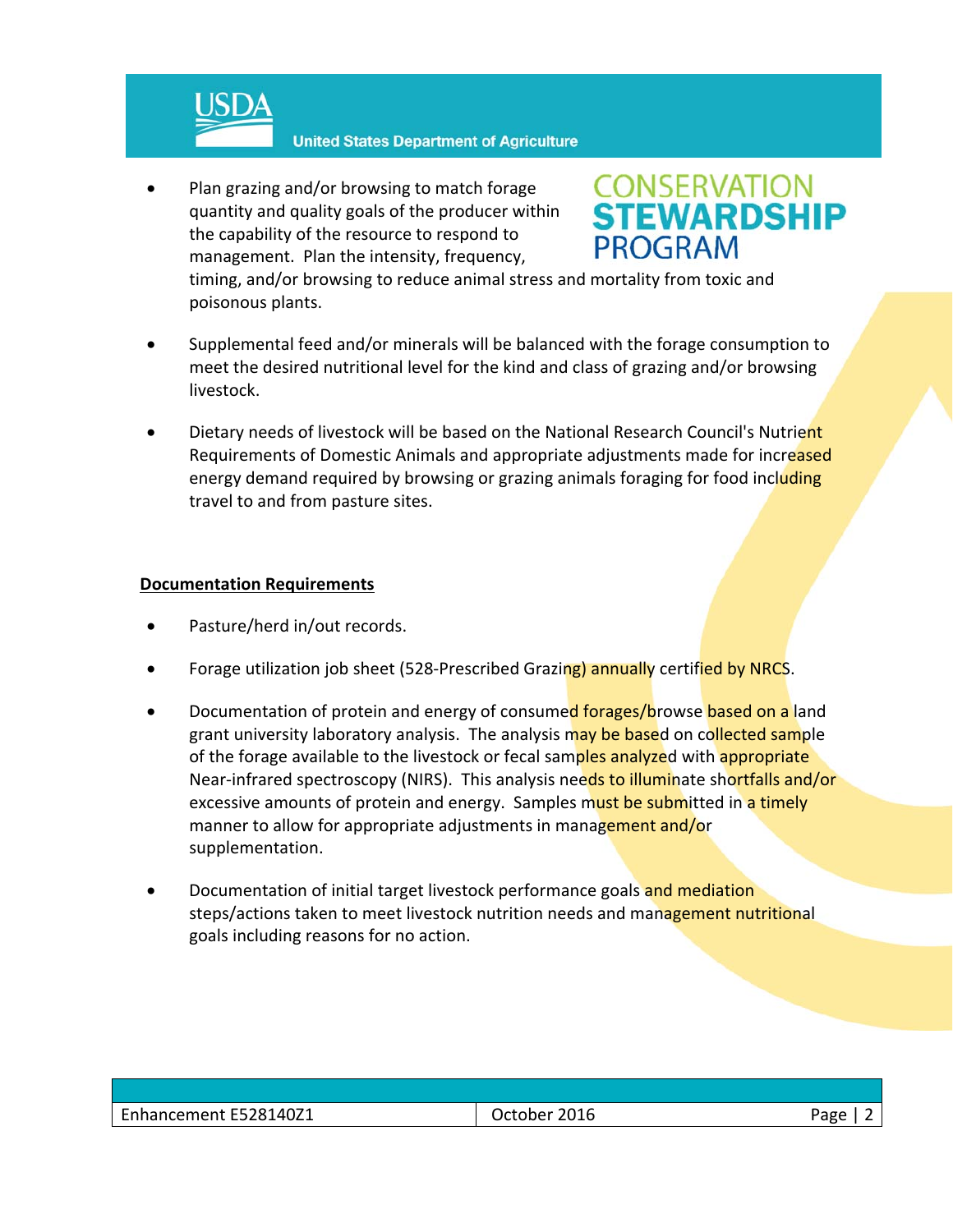- Plan grazing and/or browsing to match forage quantity and quality goals of the producer within the capability of the resource to respond to management. Plan the intensity, frequency, timing, and/or browsing to reduce animal stress and mortality from toxic and poisonous plants.
- Supplemental feed and/or minerals will be balanced with the forage consumption to meet the desired nutritional level for the kind and class of grazing and/or browsing livestock.
- Dietary needs of livestock will be based on the National Research Council's Nutrient Requirements of Domestic Animals and appropriate adjustments made for increased energy demand required by browsing or grazing animals foraging for food including travel to and from pasture sites.

**Documentation Requirements**

- Pasture/herd in/out records.
- Forage utilization job sheet (528-Prescribed Grazing) annually certified by NRCS.
- Documentation of protein and energy of consumed forages/browse based on a land grant university laboratory analysis. The analysis may be based on collected sample of the forage available to the livestock or fecal samples analyzed with appropriate Near-infrared spectroscopy (NIRS). This analysis needs to illuminate shortfalls and/or excessive amounts of protein and energy. Samples must be submitted in a timely manner to allow for appropriate adjustments in management and/or supplementation.
- Documentation of initial target livestock performance goals and mediation steps/actions taken to meet livestock nutrition needs and management nutritional goals including reasons for no action.